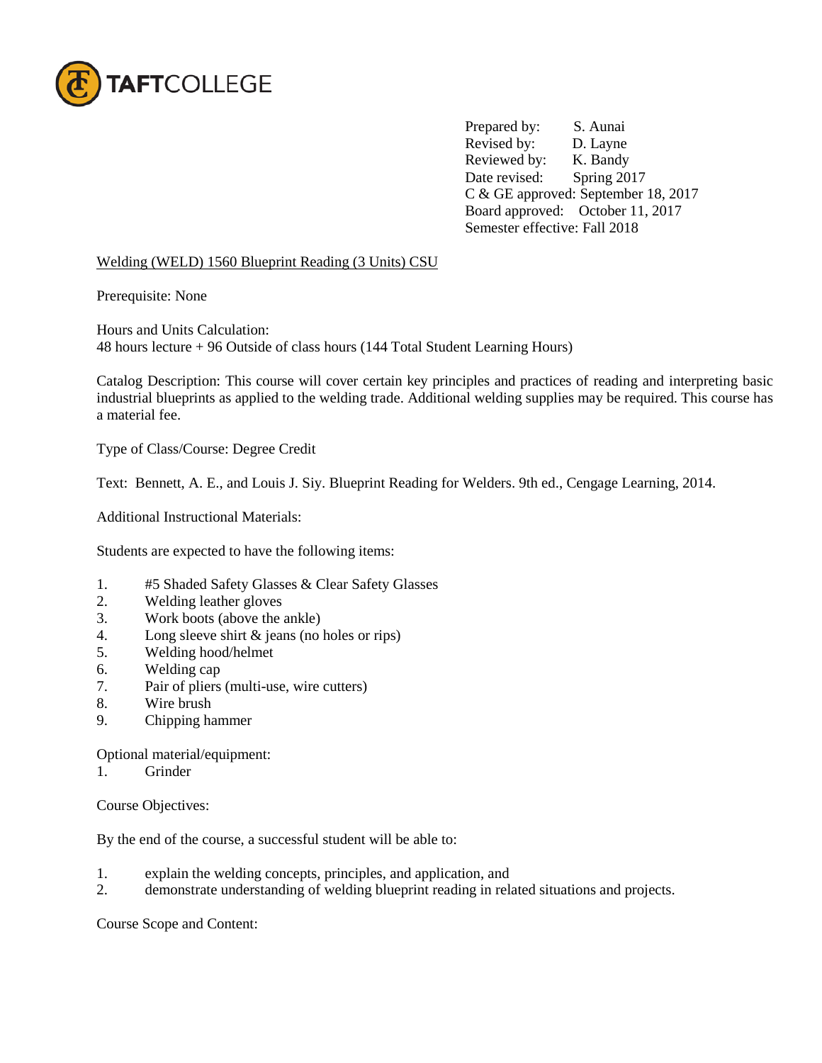TAFTCOLLEGE

Prepared by: S. Aunai
Revised by: D. Layne
Reviewed by: K. Bandy
Date revised: Spring 2017
C & GE approved: September 18, 2017
Board approved: October 11, 2017
Semester effective: Fall 2018

Welding (WELD) 1560 Blueprint Reading (3 Units) CSU

Prerequisite: None

Hours and Units Calculation:
48 hours lecture + 96 Outside of class hours (144 Total Student Learning Hours)

Catalog Description: This course will cover certain key principles and practices of reading and interpreting basic industrial blueprints as applied to the welding trade. Additional welding supplies may be required. This course has a material fee.

Type of Class/Course: Degree Credit

Text: Bennett, A. E., and Louis J. Siy. Blueprint Reading for Welders. 9th ed., Cengage Learning, 2014.

Additional Instructional Materials:

Students are expected to have the following items:

1. #5 Shaded Safety Glasses & Clear Safety Glasses
2. Welding leather gloves
3. Work boots (above the ankle)
4. Long sleeve shirt & jeans (no holes or rips)
5. Welding hood/helmet
6. Welding cap
7. Pair of pliers (multi-use, wire cutters)
8. Wire brush
9. Chipping hammer

Optional material/equipment:
1. Grinder

Course Objectives:

By the end of the course, a successful student will be able to:

1. explain the welding concepts, principles, and application, and
2. demonstrate understanding of welding blueprint reading in related situations and projects.

Course Scope and Content: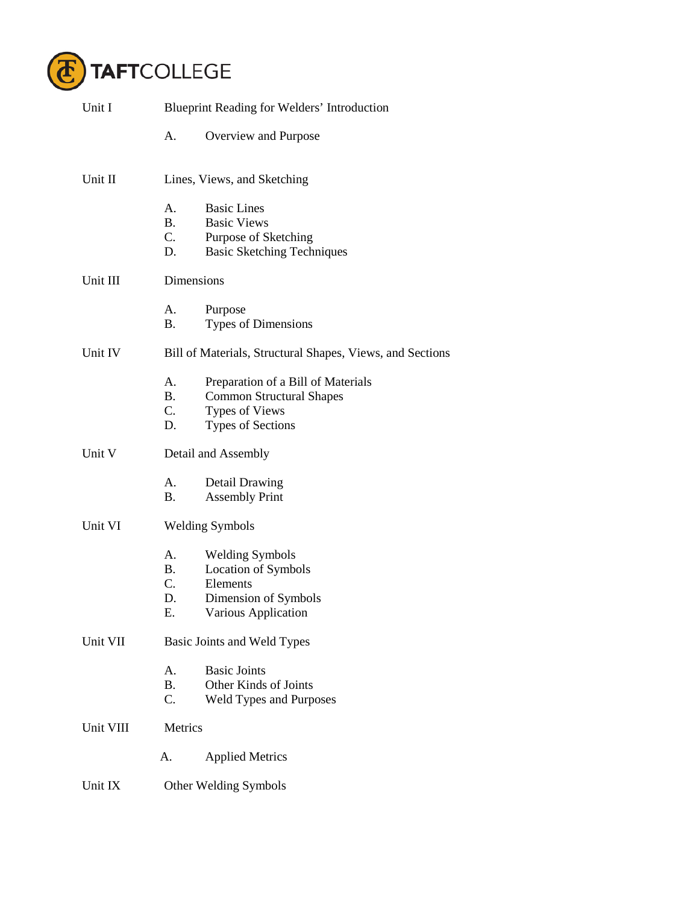Unit I Blueprint Reading for Welders' Introduction

A. Overview and Purpose

Unit II Lines, Views, and Sketching

A. Basic Lines
B. Basic Views
C. Purpose of Sketching
D. Basic Sketching Techniques

Unit III Dimensions

A. Purpose
B. Types of Dimensions

Unit IV Bill of Materials, Structural Shapes, Views, and Sections

A. Preparation of a Bill of Materials
B. Common Structural Shapes
C. Types of Views
D. Types of Sections

Unit V Detail and Assembly

A. Detail Drawing
B. Assembly Print

Unit VI Welding Symbols

A. Welding Symbols
B. Location of Symbols
C. Elements
D. Dimension of Symbols
E. Various Application

Unit VII Basic Joints and Weld Types

A. Basic Joints
B. Other Kinds of Joints
C. Weld Types and Purposes

Unit VIII Metrics

A. Applied Metrics

Unit IX Other Welding Symbols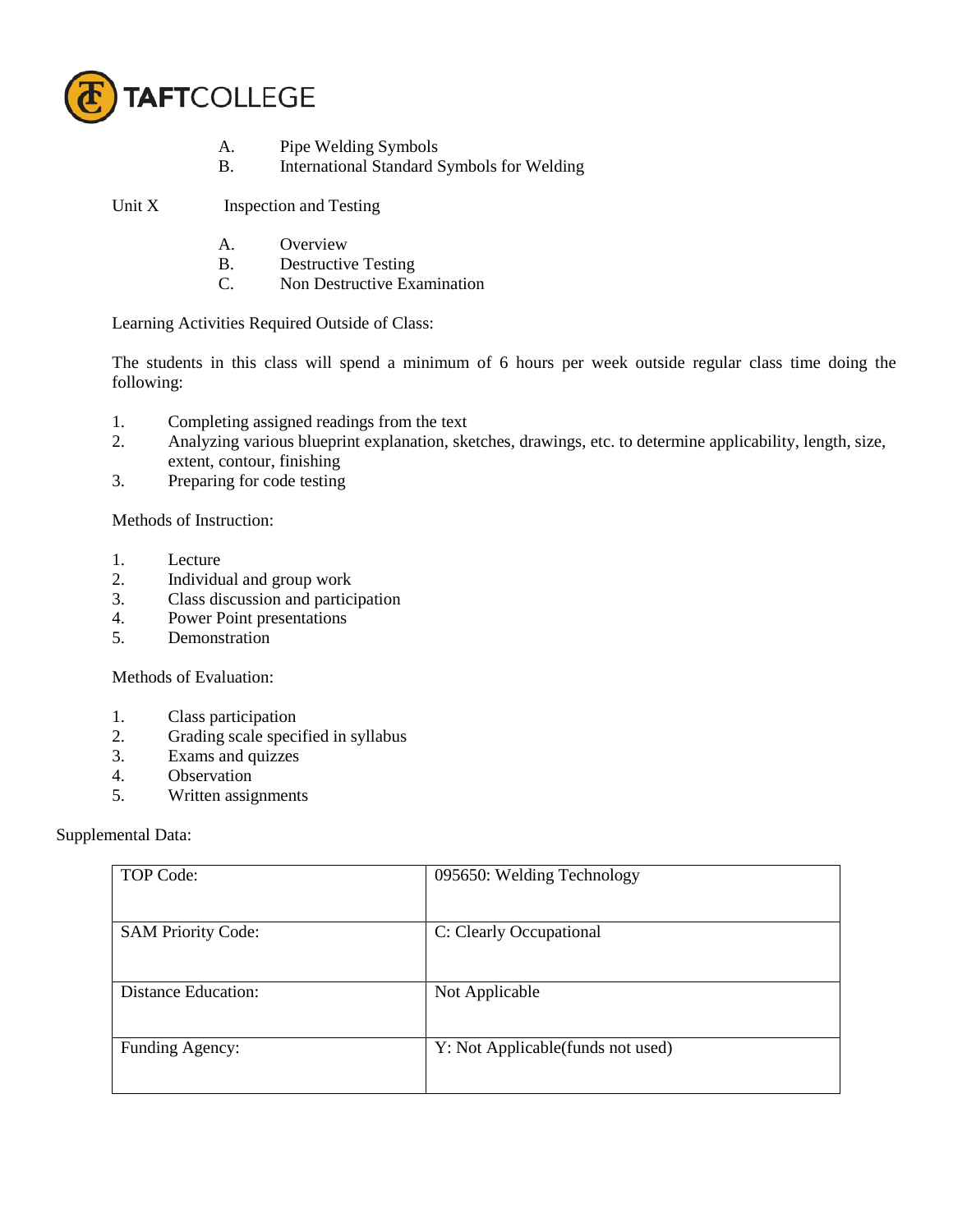A. Pipe Welding Symbols
   B. International Standard Symbols for Welding

Unit X Inspection and Testing

   A. Overview
   B. Destructive Testing
   C. Non Destructive Examination

Learning Activities Required Outside of Class:

The students in this class will spend a minimum of 6 hours per week outside regular class time doing the following:

1. Completing assigned readings from the text
2. Analyzing various blueprint explanation, sketches, drawings, etc. to determine applicability, length, size, extent, contour, finishing
3. Preparing for code testing

Methods of Instruction:

1. Lecture
2. Individual and group work
3. Class discussion and participation
4. Power Point presentations
5. Demonstration

Methods of Evaluation:

1. Class participation
2. Grading scale specified in syllabus
3. Exams and quizzes
4. Observation
5. Written assignments

Supplemental Data:

| | |
|---|---|
| TOP Code: | 095650: Welding Technology |
| SAM Priority Code: | C: Clearly Occupational |
| Distance Education: | Not Applicable |
| Funding Agency: | Y: Not Applicable(funds not used) |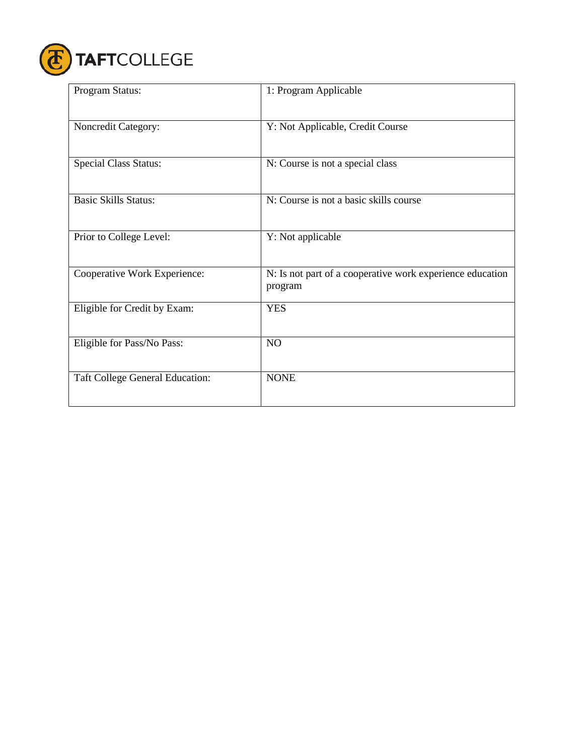| | |
|---|---|
| Program Status: | 1: Program Applicable |
| Noncredit Category: | Y: Not Applicable, Credit Course |
| Special Class Status: | N: Course is not a special class |
| Basic Skills Status: | N: Course is not a basic skills course |
| Prior to College Level: | Y: Not applicable |
| Cooperative Work Experience: | N: Is not part of a cooperative work experience education program |
| Eligible for Credit by Exam: | YES |
| Eligible for Pass/No Pass: | NO |
| Taft College General Education: | NONE |